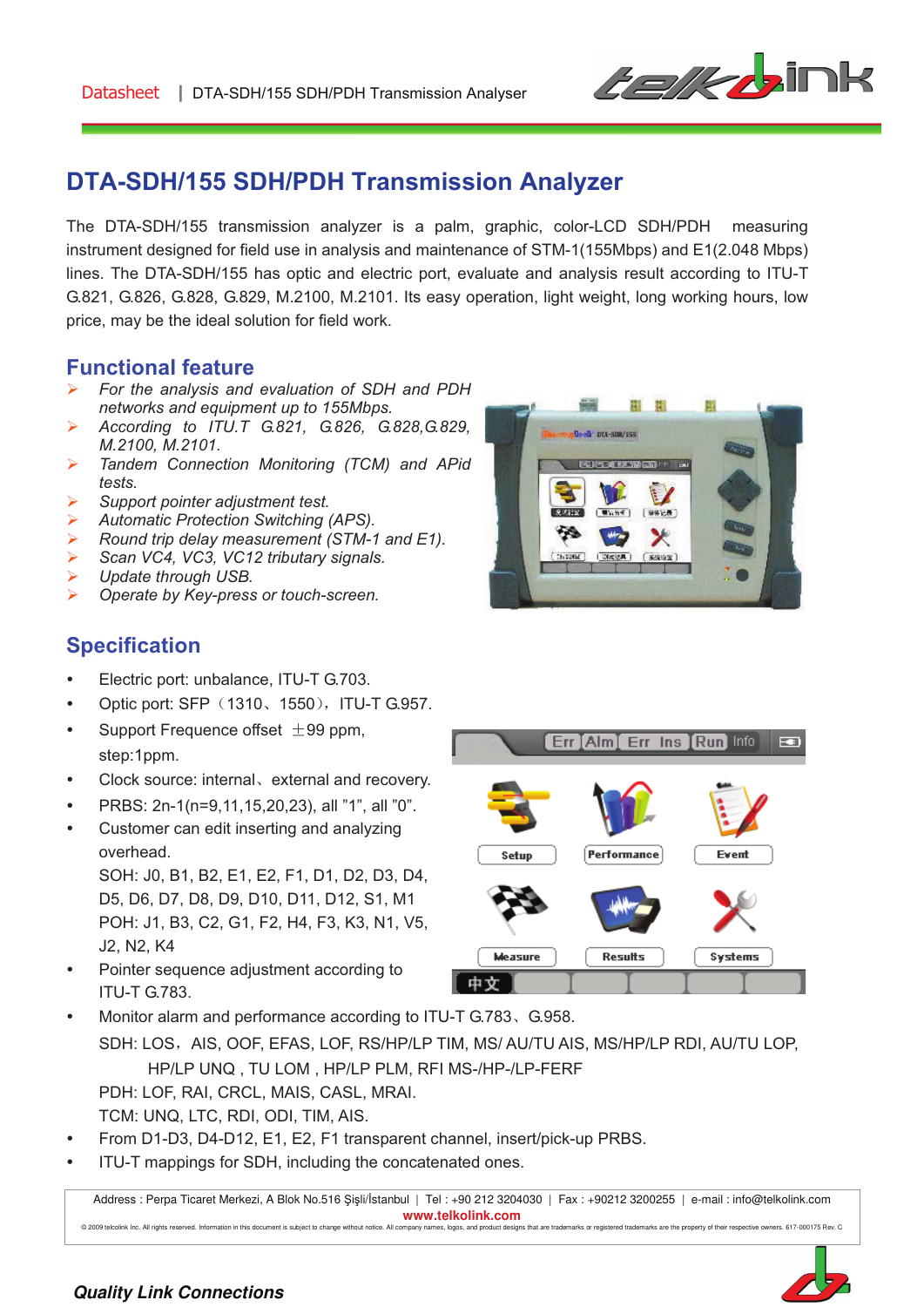# DTA-SDH/155 SDH/PDH Transmission Analyzer

The DTA-SDH/155 transmission analyzer is a palm, graphic, color-LCD SDH/PDH measuring instrument designed for field use in analysis and maintenance of STM-1(155Mbps) and E1(2.048 Mbps) lines. The DTA-SDH/155 has optic and electric port, evaluate and analysis result according to ITU-T G.821, G.826, G.828, G.829, M.2100, M.2101. Its easy operation, light weight, long working hours, low price, may be the ideal solution for field work.

## Functional feature

- *For the analysis and evaluation of SDH and PDH networks and equipment up to 155Mbps.*
- *According to ITU.T G.821, G.826, G.828,G.829, M.2100, M.2101.*
- *Tandem Connection Monitoring (TCM) and APid tests.*
- *Support pointer adjustment test.*
- *Automatic Protection Switching (APS).*
- *Round trip delay measurement (STM-1 and E1).*
- *Scan VC4, VC3, VC12 tributary signals.*
- *Update through USB.*
- *Operate by Key-press or touch-screen.*

## Specification

- Electric port: unbalance, ITU-T G.703.
- Optic port: SFP（1310、1550），ITU-T G.957.
- Support Frequence offset ±99 ppm, step:1ppm.
- Clock source: internal、external and recovery.
- PRBS: $2^n$-1(n=9,11,15,20,23), all "1", all "0".
- Customer can edit inserting and analyzing overhead.
  SOH: J0, B1, B2, E1, E2, F1, D1, D2, D3, D4, D5, D6, D7, D8, D9, D10, D11, D12, S1, M1
  POH: J1, B3, C2, G1, F2, H4, F3, K3, N1, V5, J2, N2, K4
- Pointer sequence adjustment according to ITU-T G.783.
- Monitor alarm and performance according to ITU-T G.783、G.958.
  SDH: LOS，AIS, OOF, EFAS, LOF, RS/HP/LP TIM, MS/ AU/TU AIS, MS/HP/LP RDI, AU/TU LOP, HP/LP UNQ , TU LOM , HP/LP PLM, RFI MS-/HP-/LP-FERF
  PDH: LOF, RAI, CRCL, MAIS, CASL, MRAI.
  TCM: UNQ, LTC, RDI, ODI, TIM, AIS.
- From D1-D3, D4-D12, E1, E2, F1 transparent channel, insert/pick-up PRBS.
- ITU-T mappings for SDH, including the concatenated ones.

Address : Perpa Ticaret Merkezi, A Blok No.516 Şişli/İstanbul | Tel : +90 212 3204030 | Fax : +90212 3200255 | e-mail : info@telkolink.com
www.telkolink.com

© 2009 telcolink Inc. All rights reserved. Information in this document is subject to change without notice. All company names, logos, and product designs that are trademarks or registered trademarks are the property of their respective owners. 617-000175 Rev. C

*Quality Link Connections*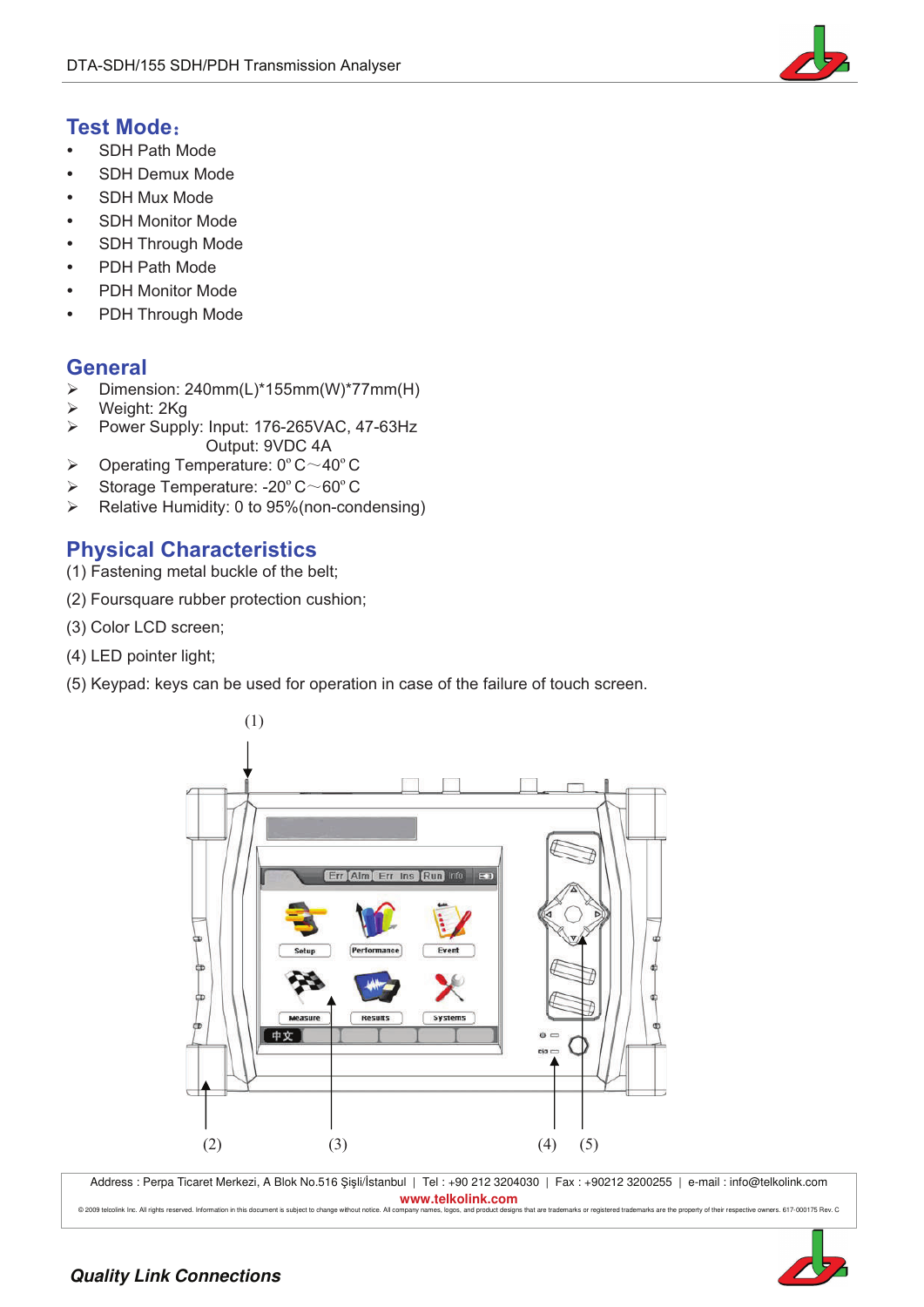## Test Mode:

- SDH Path Mode
- SDH Demux Mode
- SDH Mux Mode
- SDH Monitor Mode
- SDH Through Mode
- PDH Path Mode
- PDH Monitor Mode
- PDH Through Mode

## General

- Dimension: 240mm(L)*155mm(W)*77mm(H)
- Weight: 2Kg
- Power Supply: Input: 176-265VAC, 47-63Hz
  Output: 9VDC 4A
- Operating Temperature: 0º C～40º C
- Storage Temperature: -20º C～60º C
- Relative Humidity: 0 to 95%(non-condensing)

## Physical Characteristics

(1) Fastening metal buckle of the belt;

(2) Foursquare rubber protection cushion;

(3) Color LCD screen;

(4) LED pointer light;

(5) Keypad: keys can be used for operation in case of the failure of touch screen.

Address : Perpa Ticaret Merkezi, A Blok No.516 Şişli/İstanbul | Tel : +90 212 3204030 | Fax : +90212 3200255 | e-mail : info@telkolink.com

www.telkolink.com

© 2009 telcolink Inc. All rights reserved. Information in this document is subject to change without notice. All company names, logos, and product designs that are trademarks or registered trademarks are the property of their respective owners. 617-000175 Rev. C

***Quality Link Connections***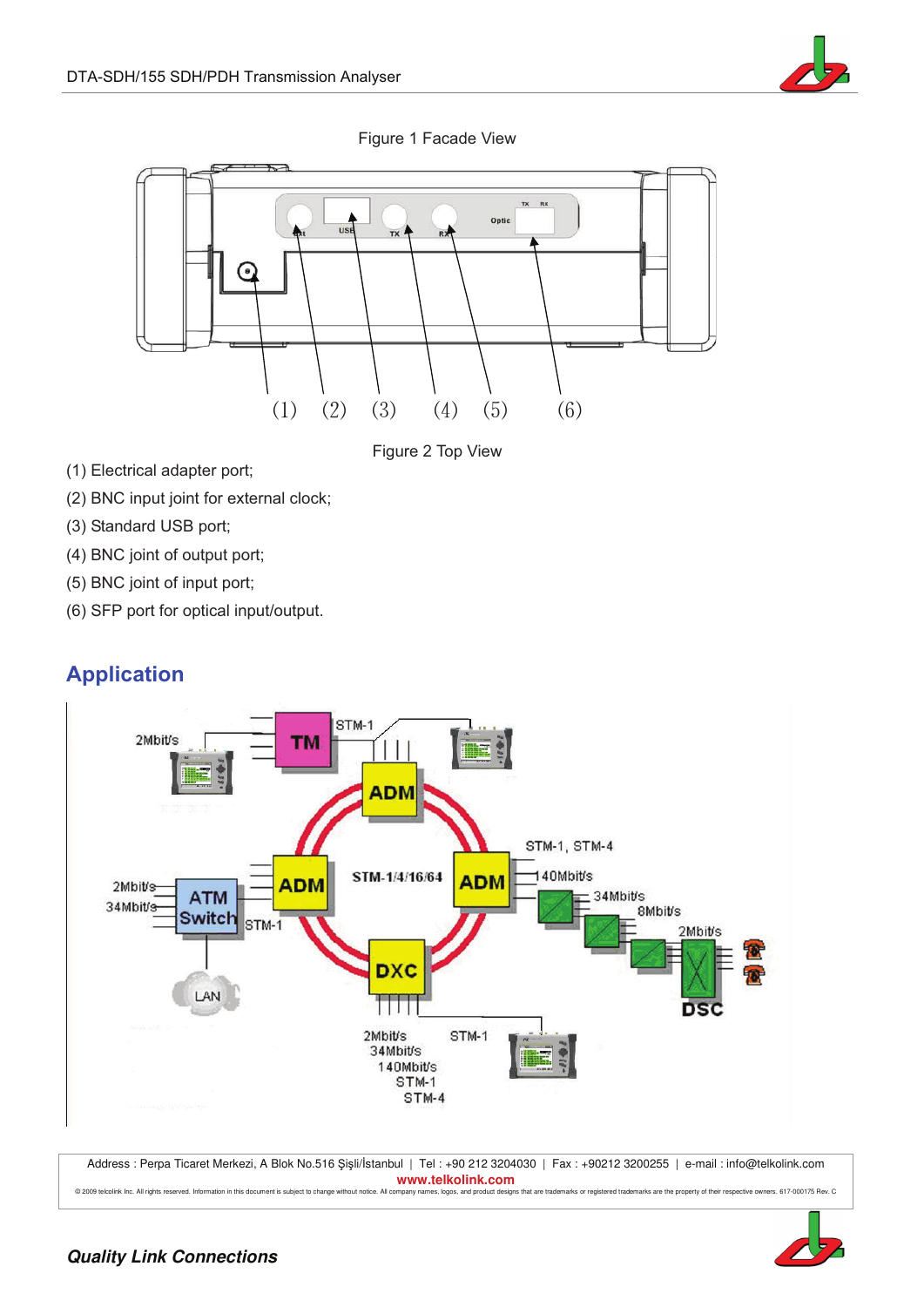Figure 1 Facade View

Figure 2 Top View

(1) Electrical adapter port;

(2) BNC input joint for external clock;

(3) Standard USB port;

(4) BNC joint of output port;

(5) BNC joint of input port;

(6) SFP port for optical input/output.

## Application

Address : Perpa Ticaret Merkezi, A Blok No.516 Şişli/İstanbul | Tel : +90 212 3204030 | Fax : +90212 3200255 | e-mail : info@telkolink.com
**www.telkolink.com**
© 2009 telcolink Inc. All rights reserved. Information in this document is subject to change without notice. All company names, logos, and product designs that are trademarks or registered trademarks are the property of their respective owners. 617-000175 Rev. C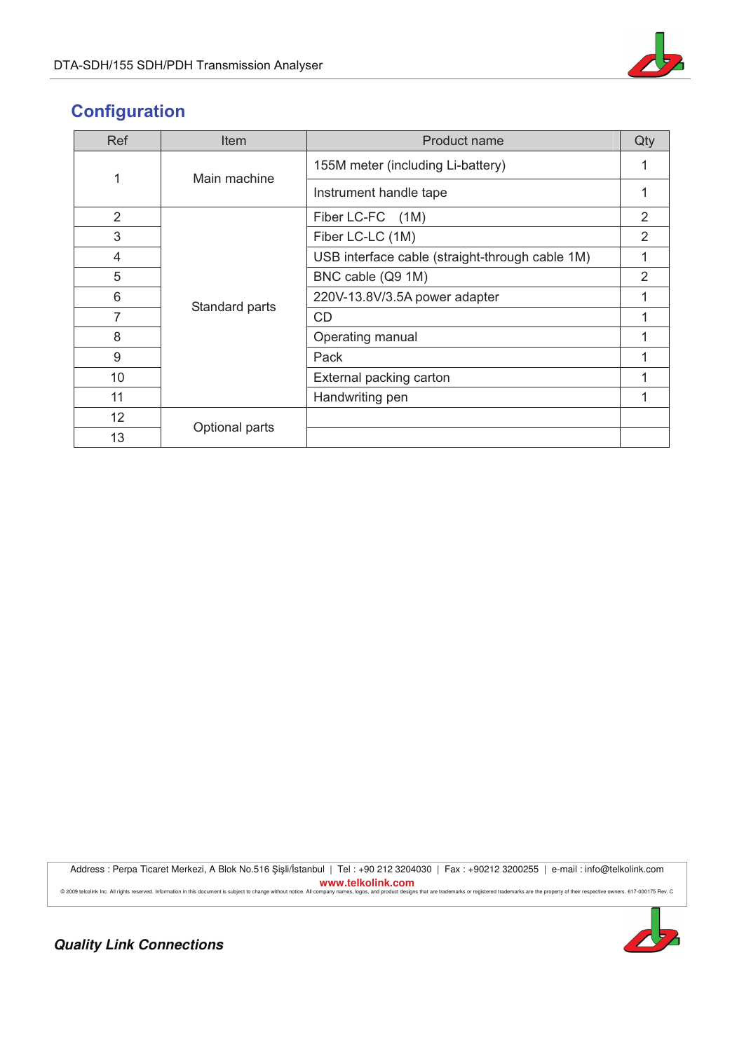## Configuration

| Ref | Item | Product name | Qty |
|---|---|---|---|
| 1 | Main machine | 155M meter (including Li-battery) | 1 |
| | | Instrument handle tape | 1 |
| 2 | Standard parts | Fiber LC-FC (1M) | 2 |
| 3 | | Fiber LC-LC (1M) | 2 |
| 4 | | USB interface cable (straight-through cable 1M) | 1 |
| 5 | | BNC cable (Q9 1M) | 2 |
| 6 | | 220V-13.8V/3.5A power adapter | 1 |
| 7 | | CD | 1 |
| 8 | | Operating manual | 1 |
| 9 | | Pack | 1 |
| 10 | | External packing carton | 1 |
| 11 | | Handwriting pen | 1 |
| 12 | Optional parts | | |
| 13 | | | |

Address : Perpa Ticaret Merkezi, A Blok No.516 Şişli/İstanbul | Tel : +90 212 3204030 | Fax : +90212 3200255 | e-mail : info@telkolink.com

www.telkolink.com

© 2009 telcolink Inc. All rights reserved. Information in this document is subject to change without notice. All company names, logos, and product designs that are trademarks or registered trademarks are the property of their respective owners. 617-000175 Rev. C

***Quality Link Connections***